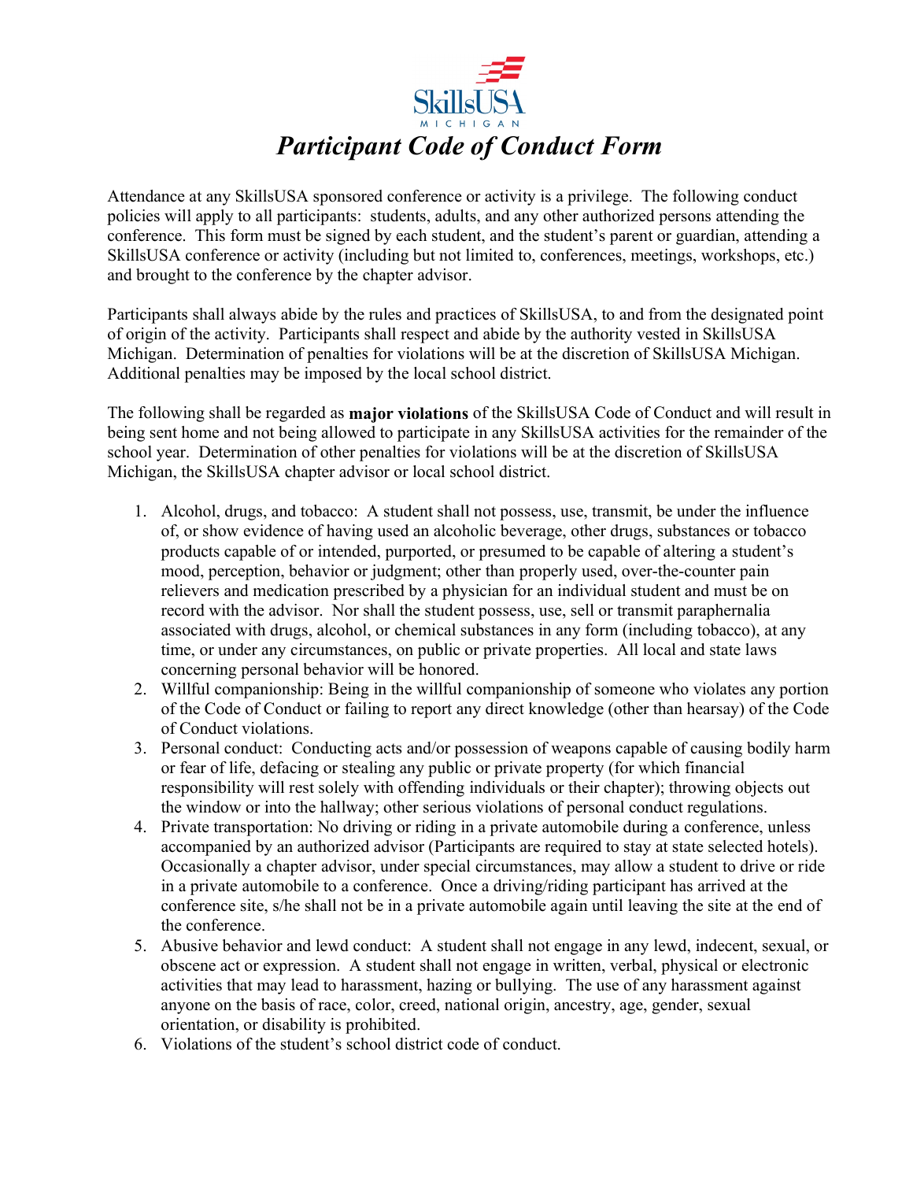SkillsUSA MICHIGAN

# *Participant Code of Conduct Form*

Attendance at any SkillsUSA sponsored conference or activity is a privilege. The following conduct policies will apply to all participants: students, adults, and any other authorized persons attending the conference. This form must be signed by each student, and the student's parent or guardian, attending a SkillsUSA conference or activity (including but not limited to, conferences, meetings, workshops, etc.) and brought to the conference by the chapter advisor.

Participants shall always abide by the rules and practices of SkillsUSA, to and from the designated point of origin of the activity. Participants shall respect and abide by the authority vested in SkillsUSA Michigan. Determination of penalties for violations will be at the discretion of SkillsUSA Michigan. Additional penalties may be imposed by the local school district.

The following shall be regarded as **major violations** of the SkillsUSA Code of Conduct and will result in being sent home and not being allowed to participate in any SkillsUSA activities for the remainder of the school year. Determination of other penalties for violations will be at the discretion of SkillsUSA Michigan, the SkillsUSA chapter advisor or local school district.

1. Alcohol, drugs, and tobacco: A student shall not possess, use, transmit, be under the influence of, or show evidence of having used an alcoholic beverage, other drugs, substances or tobacco products capable of or intended, purported, or presumed to be capable of altering a student's mood, perception, behavior or judgment; other than properly used, over-the-counter pain relievers and medication prescribed by a physician for an individual student and must be on record with the advisor. Nor shall the student possess, use, sell or transmit paraphernalia associated with drugs, alcohol, or chemical substances in any form (including tobacco), at any time, or under any circumstances, on public or private properties. All local and state laws concerning personal behavior will be honored.
2. Willful companionship: Being in the willful companionship of someone who violates any portion of the Code of Conduct or failing to report any direct knowledge (other than hearsay) of the Code of Conduct violations.
3. Personal conduct: Conducting acts and/or possession of weapons capable of causing bodily harm or fear of life, defacing or stealing any public or private property (for which financial responsibility will rest solely with offending individuals or their chapter); throwing objects out the window or into the hallway; other serious violations of personal conduct regulations.
4. Private transportation: No driving or riding in a private automobile during a conference, unless accompanied by an authorized advisor (Participants are required to stay at state selected hotels). Occasionally a chapter advisor, under special circumstances, may allow a student to drive or ride in a private automobile to a conference. Once a driving/riding participant has arrived at the conference site, s/he shall not be in a private automobile again until leaving the site at the end of the conference.
5. Abusive behavior and lewd conduct: A student shall not engage in any lewd, indecent, sexual, or obscene act or expression. A student shall not engage in written, verbal, physical or electronic activities that may lead to harassment, hazing or bullying. The use of any harassment against anyone on the basis of race, color, creed, national origin, ancestry, age, gender, sexual orientation, or disability is prohibited.
6. Violations of the student's school district code of conduct.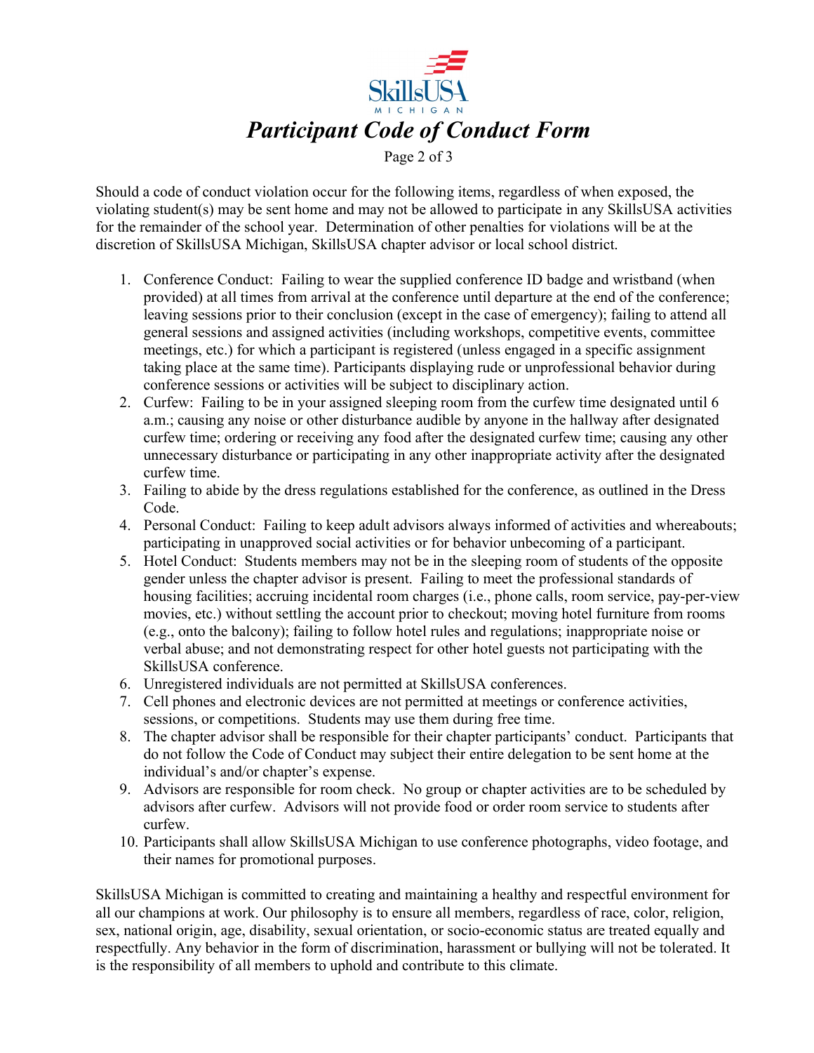SkillsUSA MICHIGAN

# *Participant Code of Conduct Form*

Should a code of conduct violation occur for the following items, regardless of when exposed, the violating student(s) may be sent home and may not be allowed to participate in any SkillsUSA activities for the remainder of the school year. Determination of other penalties for violations will be at the discretion of SkillsUSA Michigan, SkillsUSA chapter advisor or local school district.

1. Conference Conduct: Failing to wear the supplied conference ID badge and wristband (when provided) at all times from arrival at the conference until departure at the end of the conference; leaving sessions prior to their conclusion (except in the case of emergency); failing to attend all general sessions and assigned activities (including workshops, competitive events, committee meetings, etc.) for which a participant is registered (unless engaged in a specific assignment taking place at the same time). Participants displaying rude or unprofessional behavior during conference sessions or activities will be subject to disciplinary action.
2. Curfew: Failing to be in your assigned sleeping room from the curfew time designated until 6 a.m.; causing any noise or other disturbance audible by anyone in the hallway after designated curfew time; ordering or receiving any food after the designated curfew time; causing any other unnecessary disturbance or participating in any other inappropriate activity after the designated curfew time.
3. Failing to abide by the dress regulations established for the conference, as outlined in the Dress Code.
4. Personal Conduct: Failing to keep adult advisors always informed of activities and whereabouts; participating in unapproved social activities or for behavior unbecoming of a participant.
5. Hotel Conduct: Students members may not be in the sleeping room of students of the opposite gender unless the chapter advisor is present. Failing to meet the professional standards of housing facilities; accruing incidental room charges (i.e., phone calls, room service, pay-per-view movies, etc.) without settling the account prior to checkout; moving hotel furniture from rooms (e.g., onto the balcony); failing to follow hotel rules and regulations; inappropriate noise or verbal abuse; and not demonstrating respect for other hotel guests not participating with the SkillsUSA conference.
6. Unregistered individuals are not permitted at SkillsUSA conferences.
7. Cell phones and electronic devices are not permitted at meetings or conference activities, sessions, or competitions. Students may use them during free time.
8. The chapter advisor shall be responsible for their chapter participants' conduct. Participants that do not follow the Code of Conduct may subject their entire delegation to be sent home at the individual's and/or chapter's expense.
9. Advisors are responsible for room check. No group or chapter activities are to be scheduled by advisors after curfew. Advisors will not provide food or order room service to students after curfew.
10. Participants shall allow SkillsUSA Michigan to use conference photographs, video footage, and their names for promotional purposes.

SkillsUSA Michigan is committed to creating and maintaining a healthy and respectful environment for all our champions at work. Our philosophy is to ensure all members, regardless of race, color, religion, sex, national origin, age, disability, sexual orientation, or socio-economic status are treated equally and respectfully. Any behavior in the form of discrimination, harassment or bullying will not be tolerated. It is the responsibility of all members to uphold and contribute to this climate.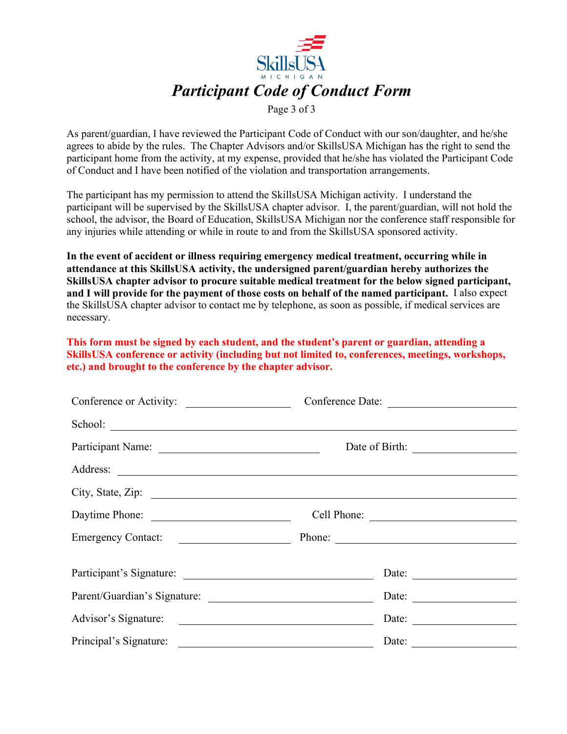SkillsUSA MICHIGAN

# *Participant Code of Conduct Form*

As parent/guardian, I have reviewed the Participant Code of Conduct with our son/daughter, and he/she agrees to abide by the rules. The Chapter Advisors and/or SkillsUSA Michigan has the right to send the participant home from the activity, at my expense, provided that he/she has violated the Participant Code of Conduct and I have been notified of the violation and transportation arrangements.

The participant has my permission to attend the SkillsUSA Michigan activity. I understand the participant will be supervised by the SkillsUSA chapter advisor. I, the parent/guardian, will not hold the school, the advisor, the Board of Education, SkillsUSA Michigan nor the conference staff responsible for any injuries while attending or while in route to and from the SkillsUSA sponsored activity.

**In the event of accident or illness requiring emergency medical treatment, occurring while in attendance at this SkillsUSA activity, the undersigned parent/guardian hereby authorizes the SkillsUSA chapter advisor to procure suitable medical treatment for the below signed participant, and I will provide for the payment of those costs on behalf of the named participant.** I also expect the SkillsUSA chapter advisor to contact me by telephone, as soon as possible, if medical services are necessary.

**This form must be signed by each student, and the student's parent or guardian, attending a SkillsUSA conference or activity (including but not limited to, conferences, meetings, workshops, etc.) and brought to the conference by the chapter advisor.**

Conference or Activity: ____________________ Conference Date: ____________________

School: ________________________________________________________________

Participant Name: ____________________________ Date of Birth: ____________________

Address: _______________________________________________________________

City, State, Zip: __________________________________________________________

Daytime Phone: ________________________ Cell Phone: ________________________

Emergency Contact: ____________________ Phone: _____________________________

Participant's Signature: ________________________________ Date: ________________

Parent/Guardian's Signature: ____________________________ Date: ________________

Advisor's Signature: __________________________________ Date: ________________

Principal's Signature: _________________________________ Date: ________________